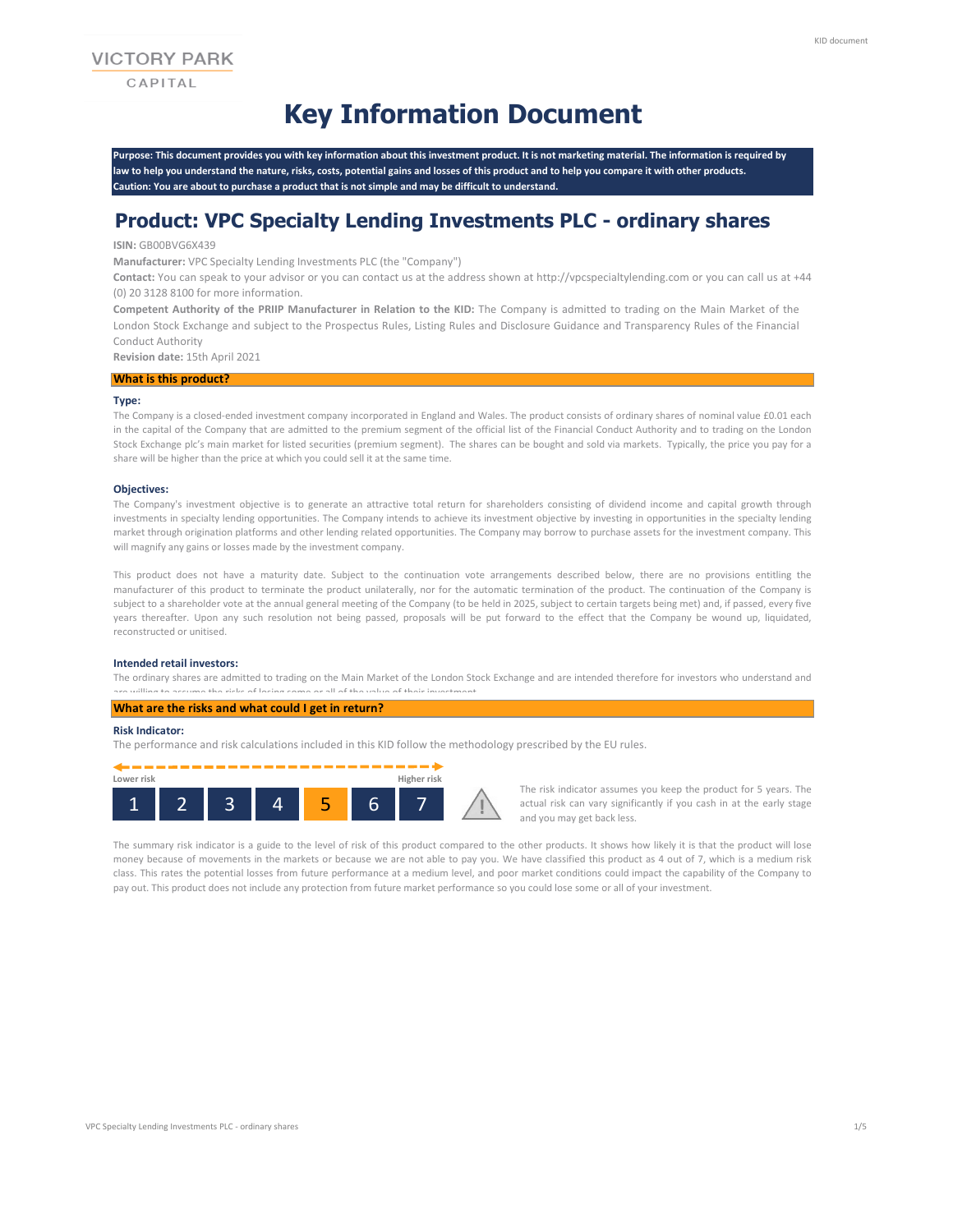VICTORY PARK

CAPITAL

# Key Information Document

**Purpose: This document provides you with key information about this investment product. It is not marketing material. The information is required by law to help you understand the nature, risks, costs, potential gains and losses of this product and to help you compare it with other products.**
**Caution: You are about to purchase a product that is not simple and may be difficult to understand.**

## Product: VPC Specialty Lending Investments PLC - ordinary shares

**ISIN:** GB00BVG6X439

**Manufacturer:** VPC Specialty Lending Investments PLC (the "Company")

**Contact:** You can speak to your advisor or you can contact us at the address shown at http://vpcspecialtylending.com or you can call us at +44 (0) 20 3128 8100 for more information.

**Competent Authority of the PRIIP Manufacturer in Relation to the KID:** The Company is admitted to trading on the Main Market of the London Stock Exchange and subject to the Prospectus Rules, Listing Rules and Disclosure Guidance and Transparency Rules of the Financial Conduct Authority

**Revision date:** 15th April 2021

### What is this product?

**Type:**

The Company is a closed-ended investment company incorporated in England and Wales. The product consists of ordinary shares of nominal value £0.01 each in the capital of the Company that are admitted to the premium segment of the official list of the Financial Conduct Authority and to trading on the London Stock Exchange plc's main market for listed securities (premium segment). The shares can be bought and sold via markets. Typically, the price you pay for a share will be higher than the price at which you could sell it at the same time.

**Objectives:**

The Company's investment objective is to generate an attractive total return for shareholders consisting of dividend income and capital growth through investments in specialty lending opportunities. The Company intends to achieve its investment objective by investing in opportunities in the specialty lending market through origination platforms and other lending related opportunities. The Company may borrow to purchase assets for the investment company. This will magnify any gains or losses made by the investment company.

This product does not have a maturity date. Subject to the continuation vote arrangements described below, there are no provisions entitling the manufacturer of this product to terminate the product unilaterally, nor for the automatic termination of the product. The continuation of the Company is subject to a shareholder vote at the annual general meeting of the Company (to be held in 2025, subject to certain targets being met) and, if passed, every five years thereafter. Upon any such resolution not being passed, proposals will be put forward to the effect that the Company be wound up, liquidated, reconstructed or unitised.

**Intended retail investors:**

The ordinary shares are admitted to trading on the Main Market of the London Stock Exchange and are intended therefore for investors who understand and are willing to assume the risks of losing some or all of the value of their investment.

### What are the risks and what could I get in return?

**Risk Indicator:**

The performance and risk calculations included in this KID follow the methodology prescribed by the EU rules.

Lower risk — Higher risk

| 1 | 2 | 3 | 4 | **5** | 6 | 7 |
|---|---|---|---|---|---|---|

The risk indicator assumes you keep the product for 5 years. The actual risk can vary significantly if you cash in at the early stage and you may get back less.

The summary risk indicator is a guide to the level of risk of this product compared to the other products. It shows how likely it is that the product will lose money because of movements in the markets or because we are not able to pay you. We have classified this product as 4 out of 7, which is a medium risk class. This rates the potential losses from future performance at a medium level, and poor market conditions could impact the capability of the Company to pay out. This product does not include any protection from future market performance so you could lose some or all of your investment.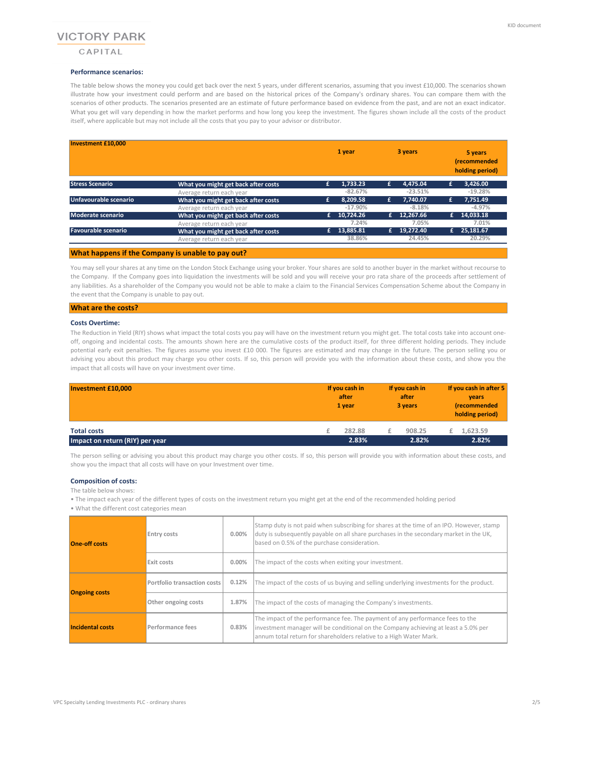### Performance scenarios:

The table below shows the money you could get back over the next 5 years, under different scenarios, assuming that you invest £10,000. The scenarios shown illustrate how your investment could perform and are based on the historical prices of the Company's ordinary shares. You can compare them with the scenarios of other products. The scenarios presented are an estimate of future performance based on evidence from the past, and are not an exact indicator. What you get will vary depending in how the market performs and how long you keep the investment. The figures shown include all the costs of the product itself, where applicable but may not include all the costs that you pay to your advisor or distributor.

| Investment £10,000 | | 1 year | 3 years | 5 years (recommended holding period) |
|---|---|---|---|---|
| **Stress Scenario** | What you might get back after costs | £ 1,733.23 | £ 4,475.04 | £ 3,426.00 |
| | Average return each year | -82.67% | -23.51% | -19.28% |
| **Unfavourable scenario** | What you might get back after costs | £ 8,209.58 | £ 7,740.07 | £ 7,751.49 |
| | Average return each year | -17.90% | -8.18% | -4.97% |
| **Moderate scenario** | What you might get back after costs | £ 10,724.26 | £ 12,267.66 | £ 14,033.18 |
| | Average return each year | 7.24% | 7.05% | 7.01% |
| **Favourable scenario** | What you might get back after costs | £ 13,885.81 | £ 19,272.40 | £ 25,181.67 |
| | Average return each year | 38.86% | 24.45% | 20.29% |

## What happens if the Company is unable to pay out?

You may sell your shares at any time on the London Stock Exchange using your broker. Your shares are sold to another buyer in the market without recourse to the Company. If the Company goes into liquidation the investments will be sold and you will receive your pro rata share of the proceeds after settlement of any liabilities. As a shareholder of the Company you would not be able to make a claim to the Financial Services Compensation Scheme about the Company in the event that the Company is unable to pay out.

## What are the costs?

### Costs Overtime:

The Reduction in Yield (RIY) shows what impact the total costs you pay will have on the investment return you might get. The total costs take into account one-off, ongoing and incidental costs. The amounts shown here are the cumulative costs of the product itself, for three different holding periods. They include potential early exit penalties. The figures assume you invest £10 000. The figures are estimated and may change in the future. The person selling you or advising you about this product may charge you other costs. If so, this person will provide you with the information about these costs, and show you the impact that all costs will have on your investment over time.

| Investment £10,000 | If you cash in after 1 year | If you cash in after 3 years | If you cash in after 5 years (recommended holding period) |
|---|---|---|---|
| **Total costs** | £ 282.88 | £ 908.25 | £ 1,623.59 |
| **Impact on return (RIY) per year** | 2.83% | 2.82% | 2.82% |

The person selling or advising you about this product may charge you other costs. If so, this person will provide you with information about these costs, and show you the impact that all costs will have on your Investment over time.

### Composition of costs:

The table below shows:

- The impact each year of the different types of costs on the investment return you might get at the end of the recommended holding period
- What the different cost categories mean

| | | | |
|---|---|---|---|
| **One-off costs** | Entry costs | 0.00% | Stamp duty is not paid when subscribing for shares at the time of an IPO. However, stamp duty is subsequently payable on all share purchases in the secondary market in the UK, based on 0.5% of the purchase consideration. |
| | Exit costs | 0.00% | The impact of the costs when exiting your investment. |
| **Ongoing costs** | Portfolio transaction costs | 0.12% | The impact of the costs of us buying and selling underlying investments for the product. |
| | Other ongoing costs | 1.87% | The impact of the costs of managing the Company's investments. |
| **Incidental costs** | Performance fees | 0.83% | The impact of the performance fee. The payment of any performance fees to the investment manager will be conditional on the Company achieving at least a 5.0% per annum total return for shareholders relative to a High Water Mark. |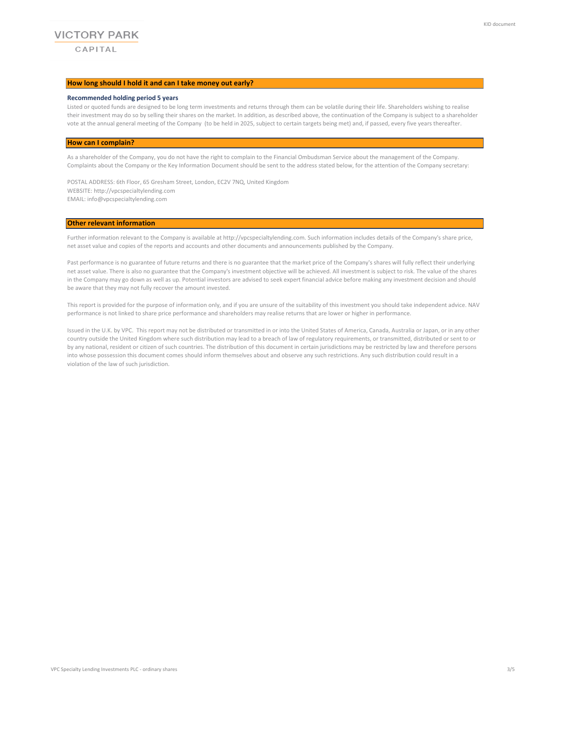## How long should I hold it and can I take money out early?

**Recommended holding period 5 years**

Listed or quoted funds are designed to be long term investments and returns through them can be volatile during their life. Shareholders wishing to realise their investment may do so by selling their shares on the market. In addition, as described above, the continuation of the Company is subject to a shareholder vote at the annual general meeting of the Company (to be held in 2025, subject to certain targets being met) and, if passed, every five years thereafter.

## How can I complain?

As a shareholder of the Company, you do not have the right to complain to the Financial Ombudsman Service about the management of the Company. Complaints about the Company or the Key Information Document should be sent to the address stated below, for the attention of the Company secretary:

POSTAL ADDRESS: 6th Floor, 65 Gresham Street, London, EC2V 7NQ, United Kingdom
WEBSITE: http://vpcspecialtylending.com
EMAIL: info@vpcspecialtylending.com

## Other relevant information

Further information relevant to the Company is available at http://vpcspecialtylending.com. Such information includes details of the Company's share price, net asset value and copies of the reports and accounts and other documents and announcements published by the Company.

Past performance is no guarantee of future returns and there is no guarantee that the market price of the Company's shares will fully reflect their underlying net asset value. There is also no guarantee that the Company's investment objective will be achieved. All investment is subject to risk. The value of the shares in the Company may go down as well as up. Potential investors are advised to seek expert financial advice before making any investment decision and should be aware that they may not fully recover the amount invested.

This report is provided for the purpose of information only, and if you are unsure of the suitability of this investment you should take independent advice. NAV performance is not linked to share price performance and shareholders may realise returns that are lower or higher in performance.

Issued in the U.K. by VPC. This report may not be distributed or transmitted in or into the United States of America, Canada, Australia or Japan, or in any other country outside the United Kingdom where such distribution may lead to a breach of law of regulatory requirements, or transmitted, distributed or sent to or by any national, resident or citizen of such countries. The distribution of this document in certain jurisdictions may be restricted by law and therefore persons into whose possession this document comes should inform themselves about and observe any such restrictions. Any such distribution could result in a violation of the law of such jurisdiction.